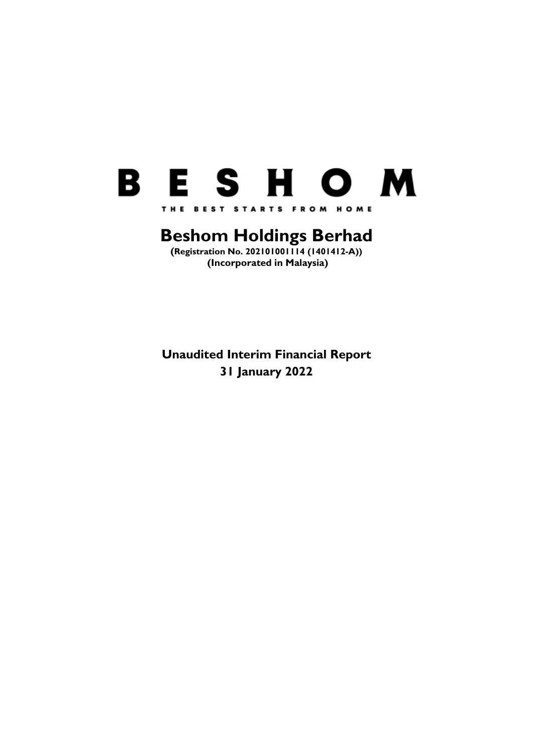# B E S H O M

THE BEST STARTS FROM HOME

# Beshom Holdings Berhad

**(Registration No. 202101001114 (1401412-A))**
**(Incorporated in Malaysia)**

## Unaudited Interim Financial Report
## 31 January 2022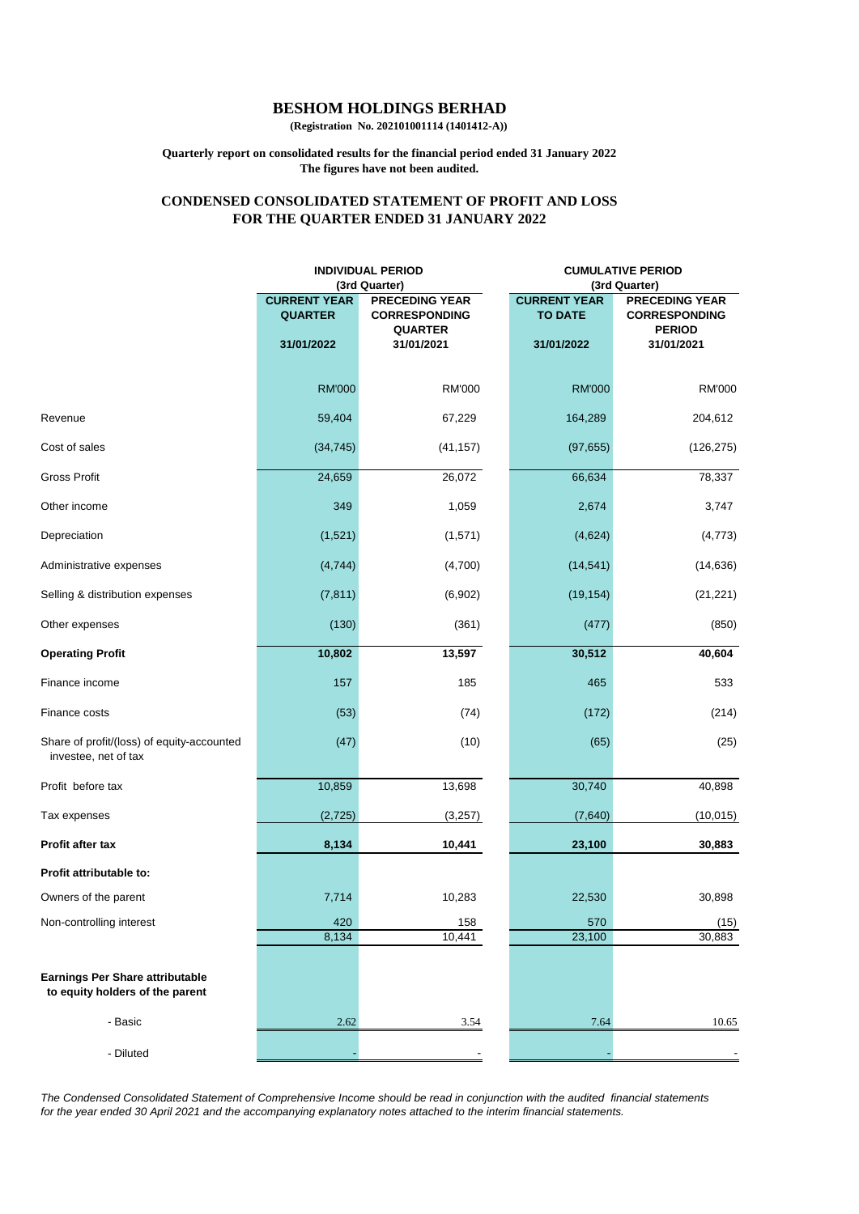# BESHOM HOLDINGS BERHAD

**(Registration No. 202101001114 (1401412-A))**

**Quarterly report on consolidated results for the financial period ended 31 January 2022**
**The figures have not been audited.**

## CONDENSED CONSOLIDATED STATEMENT OF PROFIT AND LOSS FOR THE QUARTER ENDED 31 JANUARY 2022

| | INDIVIDUAL PERIOD (3rd Quarter) | | CUMULATIVE PERIOD (3rd Quarter) | |
|---|---|---|---|---|
| | CURRENT YEAR QUARTER | PRECEDING YEAR CORRESPONDING QUARTER | CURRENT YEAR TO DATE | PRECEDING YEAR CORRESPONDING PERIOD |
| | 31/01/2022 | 31/01/2021 | 31/01/2022 | 31/01/2021 |
| | RM'000 | RM'000 | RM'000 | RM'000 |
| Revenue | 59,404 | 67,229 | 164,289 | 204,612 |
| Cost of sales | (34,745) | (41,157) | (97,655) | (126,275) |
| Gross Profit | 24,659 | 26,072 | 66,634 | 78,337 |
| Other income | 349 | 1,059 | 2,674 | 3,747 |
| Depreciation | (1,521) | (1,571) | (4,624) | (4,773) |
| Administrative expenses | (4,744) | (4,700) | (14,541) | (14,636) |
| Selling & distribution expenses | (7,811) | (6,902) | (19,154) | (21,221) |
| Other expenses | (130) | (361) | (477) | (850) |
| **Operating Profit** | **10,802** | **13,597** | **30,512** | **40,604** |
| Finance income | 157 | 185 | 465 | 533 |
| Finance costs | (53) | (74) | (172) | (214) |
| Share of profit/(loss) of equity-accounted investee, net of tax | (47) | (10) | (65) | (25) |
| Profit before tax | 10,859 | 13,698 | 30,740 | 40,898 |
| Tax expenses | (2,725) | (3,257) | (7,640) | (10,015) |
| **Profit after tax** | **8,134** | **10,441** | **23,100** | **30,883** |
| **Profit attributable to:** | | | | |
| Owners of the parent | 7,714 | 10,283 | 22,530 | 30,898 |
| Non-controlling interest | 420 | 158 | 570 | (15) |
| | 8,134 | 10,441 | 23,100 | 30,883 |
| **Earnings Per Share attributable to equity holders of the parent** | | | | |
| - Basic | 2.62 | 3.54 | 7.64 | 10.65 |
| - Diluted | - | - | - | - |

*The Condensed Consolidated Statement of Comprehensive Income should be read in conjunction with the audited financial statements for the year ended 30 April 2021 and the accompanying explanatory notes attached to the interim financial statements.*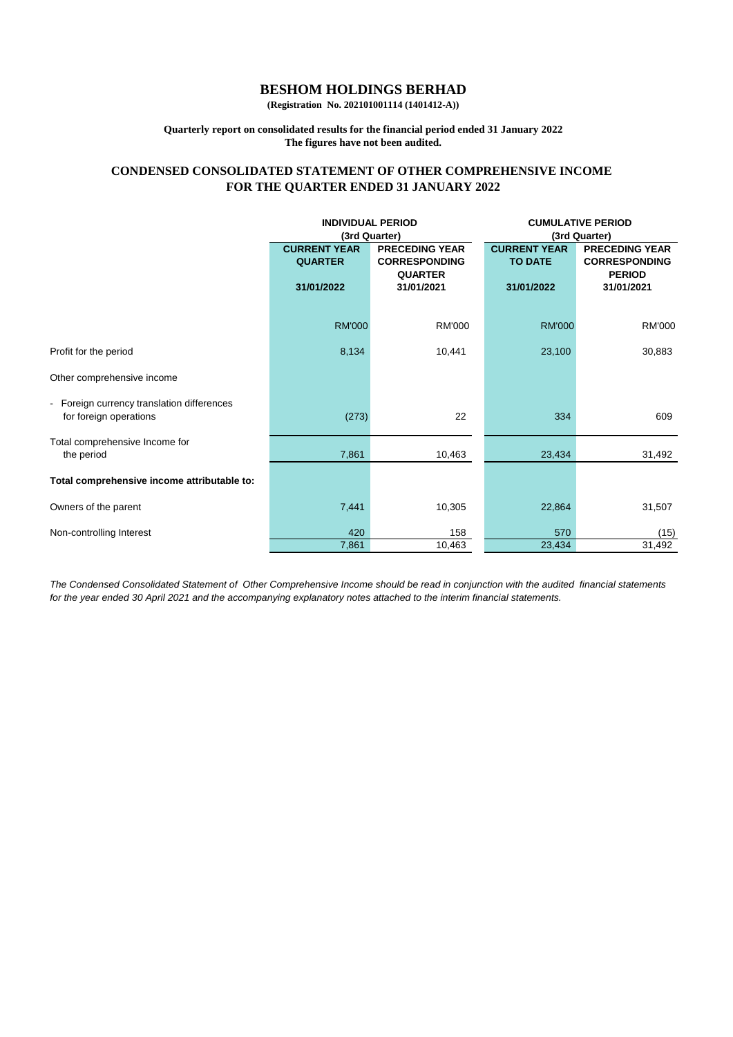# BESHOM HOLDINGS BERHAD

**(Registration No. 202101001114 (1401412-A))**

**Quarterly report on consolidated results for the financial period ended 31 January 2022**
**The figures have not been audited.**

## CONDENSED CONSOLIDATED STATEMENT OF OTHER COMPREHENSIVE INCOME FOR THE QUARTER ENDED 31 JANUARY 2022

| | INDIVIDUAL PERIOD (3rd Quarter) | | CUMULATIVE PERIOD (3rd Quarter) | |
|---|---|---|---|---|
| | CURRENT YEAR QUARTER | PRECEDING YEAR CORRESPONDING QUARTER | CURRENT YEAR TO DATE | PRECEDING YEAR CORRESPONDING PERIOD |
| | 31/01/2022 | 31/01/2021 | 31/01/2022 | 31/01/2021 |
| | RM'000 | RM'000 | RM'000 | RM'000 |
| Profit for the period | 8,134 | 10,441 | 23,100 | 30,883 |
| Other comprehensive income | | | | |
| - Foreign currency translation differences for foreign operations | (273) | 22 | 334 | 609 |
| Total comprehensive Income for the period | 7,861 | 10,463 | 23,434 | 31,492 |
| **Total comprehensive income attributable to:** | | | | |
| Owners of the parent | 7,441 | 10,305 | 22,864 | 31,507 |
| Non-controlling Interest | 420 | 158 | 570 | (15) |
| | 7,861 | 10,463 | 23,434 | 31,492 |

*The Condensed Consolidated Statement of Other Comprehensive Income should be read in conjunction with the audited financial statements for the year ended 30 April 2021 and the accompanying explanatory notes attached to the interim financial statements.*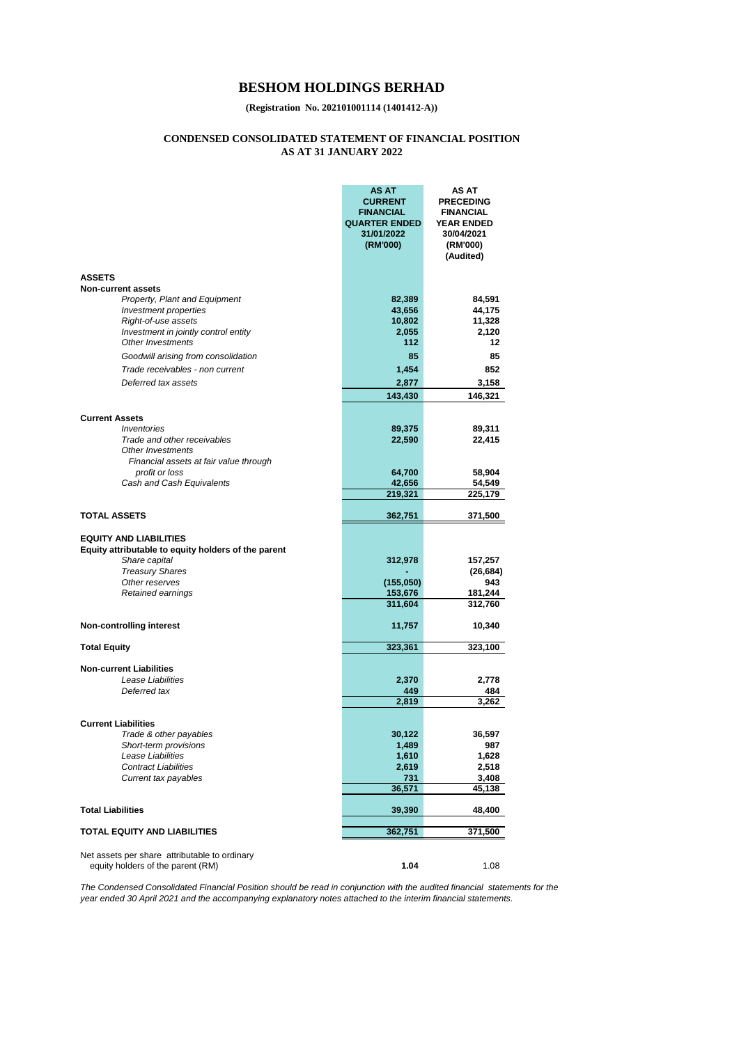# BESHOM HOLDINGS BERHAD

**(Registration No. 202101001114 (1401412-A))**

## CONDENSED CONSOLIDATED STATEMENT OF FINANCIAL POSITION
## AS AT 31 JANUARY 2022

| | AS AT CURRENT FINANCIAL QUARTER ENDED 31/01/2022 (RM'000) | AS AT PRECEDING FINANCIAL YEAR ENDED 30/04/2021 (RM'000) (Audited) |
|---|---|---|
| **ASSETS** | | |
| **Non-current assets** | | |
| *Property, Plant and Equipment* | 82,389 | 84,591 |
| *Investment properties* | 43,656 | 44,175 |
| *Right-of-use assets* | 10,802 | 11,328 |
| *Investment in jointly control entity* | 2,055 | 2,120 |
| *Other Investments* | 112 | 12 |
| *Goodwill arising from consolidation* | 85 | 85 |
| *Trade receivables - non current* | 1,454 | 852 |
| *Deferred tax assets* | 2,877 | 3,158 |
| | 143,430 | 146,321 |
| **Current Assets** | | |
| *Inventories* | 89,375 | 89,311 |
| *Trade and other receivables* | 22,590 | 22,415 |
| *Other Investments* | | |
| *Financial assets at fair value through profit or loss* | 64,700 | 58,904 |
| *Cash and Cash Equivalents* | 42,656 | 54,549 |
| | 219,321 | 225,179 |
| **TOTAL ASSETS** | 362,751 | 371,500 |
| **EQUITY AND LIABILITIES** | | |
| **Equity attributable to equity holders of the parent** | | |
| *Share capital* | 312,978 | 157,257 |
| *Treasury Shares* | - | (26,684) |
| *Other reserves* | (155,050) | 943 |
| *Retained earnings* | 153,676 | 181,244 |
| | 311,604 | 312,760 |
| **Non-controlling interest** | 11,757 | 10,340 |
| **Total Equity** | 323,361 | 323,100 |
| **Non-current Liabilities** | | |
| *Lease Liabilities* | 2,370 | 2,778 |
| *Deferred tax* | 449 | 484 |
| | 2,819 | 3,262 |
| **Current Liabilities** | | |
| *Trade & other payables* | 30,122 | 36,597 |
| *Short-term provisions* | 1,489 | 987 |
| *Lease Liabilities* | 1,610 | 1,628 |
| *Contract Liabilities* | 2,619 | 2,518 |
| *Current tax payables* | 731 | 3,408 |
| | 36,571 | 45,138 |
| **Total Liabilities** | 39,390 | 48,400 |
| **TOTAL EQUITY AND LIABILITIES** | 362,751 | 371,500 |
| Net assets per share attributable to ordinary equity holders of the parent (RM) | 1.04 | 1.08 |

*The Condensed Consolidated Financial Position should be read in conjunction with the audited financial statements for the year ended 30 April 2021 and the accompanying explanatory notes attached to the interim financial statements.*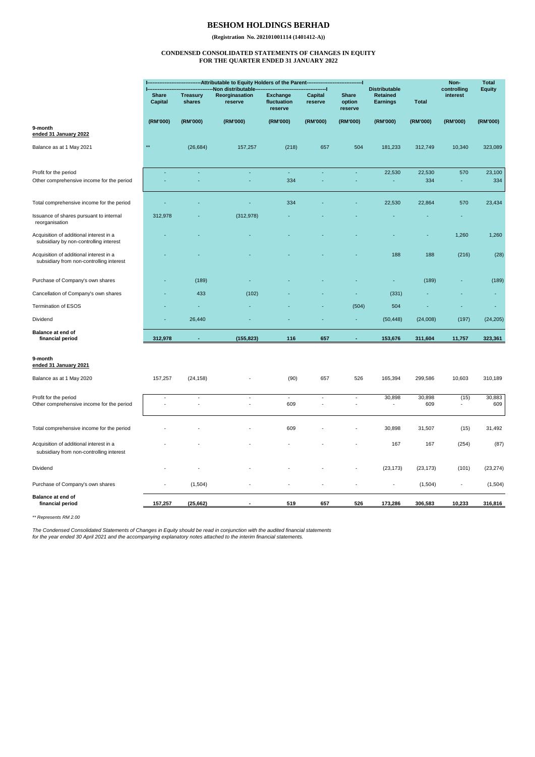# BESHOM HOLDINGS BERHAD

**(Registration No. 202101001114 (1401412-A))**

**CONDENSED CONSOLIDATED STATEMENTS OF CHANGES IN EQUITY**
**FOR THE QUARTER ENDED 31 JANUARY 2022**

| | Attributable to Equity Holders of the Parent | | | | | | | | Non-controlling interest | Total Equity |
|---|---|---|---|---|---|---|---|---|---|---|
| | Non distributable | | | | | | Distributable | | | |
| | Share Capital | Treasury shares | Reorginasation reserve | Exchange fluctuation reserve | Capital reserve | Share option reserve | Retained Earnings | Total | | |
| | (RM'000) | (RM'000) | (RM'000) | (RM'000) | (RM'000) | (RM'000) | (RM'000) | (RM'000) | (RM'000) | (RM'000) |
| **9-month ended 31 January 2022** | | | | | | | | | | |
| Balance as at 1 May 2021 | ** | (26,684) | 157,257 | (218) | 657 | 504 | 181,233 | 312,749 | 10,340 | 323,089 |
| Profit for the period | - | - | - | - | - | - | 22,530 | 22,530 | 570 | 23,100 |
| Other comprehensive income for the period | - | - | - | 334 | - | - | - | 334 | - | 334 |
| Total comprehensive income for the period | - | - | - | 334 | - | - | 22,530 | 22,864 | 570 | 23,434 |
| Issuance of shares pursuant to internal reorganisation | 312,978 | - | (312,978) | - | - | - | - | - | - | |
| Acquisition of additional interest in a subsidiary by non-controlling interest | - | - | - | - | - | - | - | - | 1,260 | 1,260 |
| Acquisition of additional interest in a subsidiary from non-controlling interest | - | - | - | - | - | - | 188 | 188 | (216) | (28) |
| Purchase of Company's own shares | - | (189) | - | - | - | - | - | (189) | - | (189) |
| Cancellation of Company's own shares | - | 433 | (102) | - | - | - | (331) | - | - | - |
| Termination of ESOS | - | - | - | - | - | (504) | 504 | - | - | - |
| Dividend | - | 26,440 | - | - | - | - | (50,448) | (24,008) | (197) | (24,205) |
| **Balance at end of financial period** | **312,978** | **-** | **(155,823)** | **116** | **657** | **-** | **153,676** | **311,604** | **11,757** | **323,361** |
| **9-month ended 31 January 2021** | | | | | | | | | | |
| Balance as at 1 May 2020 | 157,257 | (24,158) | - | (90) | 657 | 526 | 165,394 | 299,586 | 10,603 | 310,189 |
| Profit for the period | - | - | - | - | - | - | 30,898 | 30,898 | (15) | 30,883 |
| Other comprehensive income for the period | - | - | - | 609 | - | - | - | 609 | - | 609 |
| Total comprehensive income for the period | - | - | - | 609 | - | - | 30,898 | 31,507 | (15) | 31,492 |
| Acquisition of additional interest in a subsidiary from non-controlling interest | - | - | - | - | - | - | 167 | 167 | (254) | (87) |
| Dividend | - | - | - | - | - | - | (23,173) | (23,173) | (101) | (23,274) |
| Purchase of Company's own shares | - | (1,504) | - | - | - | - | - | (1,504) | - | (1,504) |
| **Balance at end of financial period** | **157,257** | **(25,662)** | **-** | **519** | **657** | **526** | **173,286** | **306,583** | **10,233** | **316,816** |

*** Represents RM 2.00*

*The Condensed Consolidated Statements of Changes in Equity should be read in conjunction with the audited financial statements for the year ended 30 April 2021 and the accompanying explanatory notes attached to the interim financial statements.*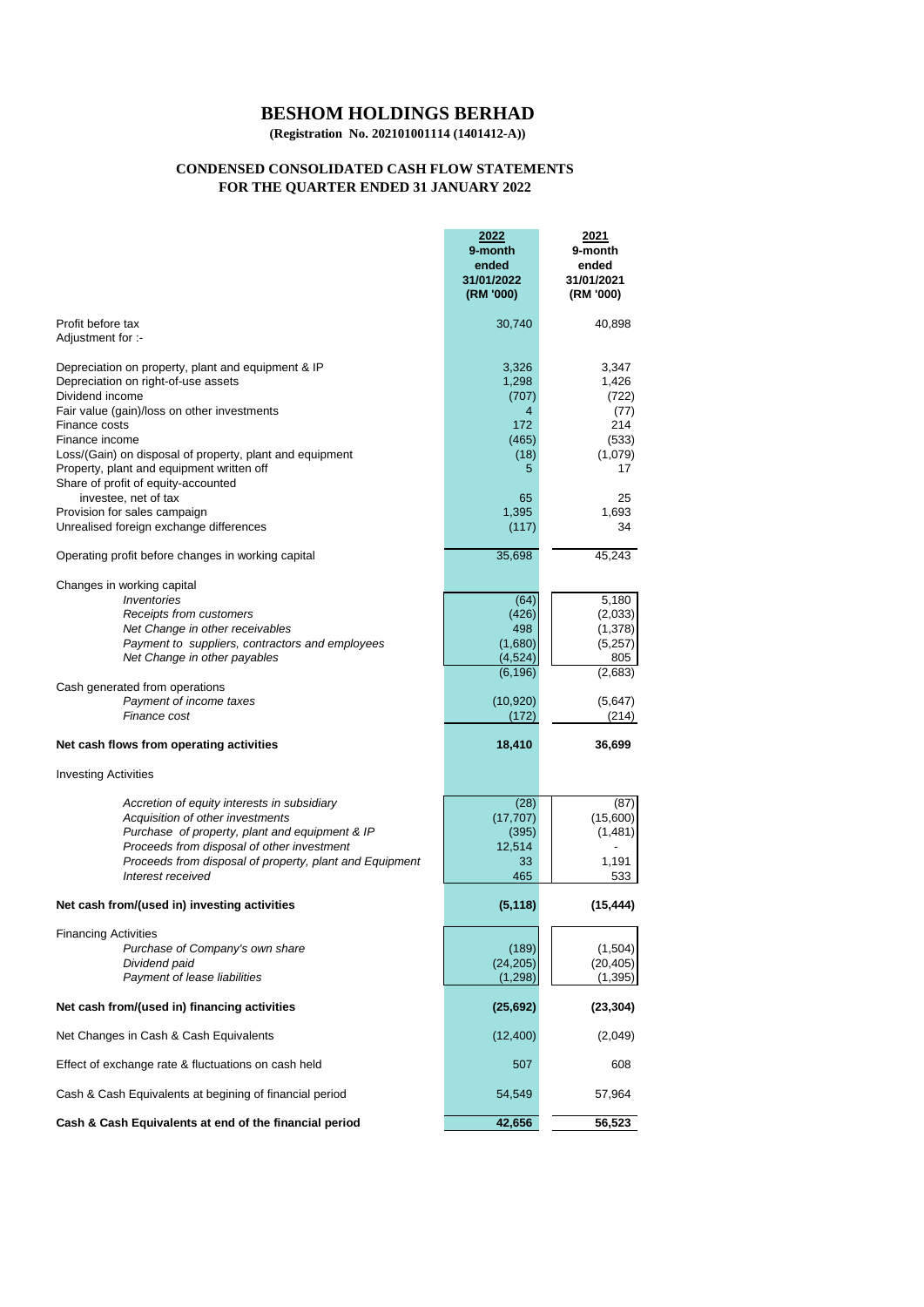# BESHOM HOLDINGS BERHAD

**(Registration No. 202101001114 (1401412-A))**

## CONDENSED CONSOLIDATED CASH FLOW STATEMENTS
## FOR THE QUARTER ENDED 31 JANUARY 2022

| | 2022<br>9-month ended<br>31/01/2022<br>(RM '000) | 2021<br>9-month ended<br>31/01/2021<br>(RM '000) |
|---|---|---|
| Profit before tax | 30,740 | 40,898 |
| Adjustment for :- | | |
| Depreciation on property, plant and equipment & IP | 3,326 | 3,347 |
| Depreciation on right-of-use assets | 1,298 | 1,426 |
| Dividend income | (707) | (722) |
| Fair value (gain)/loss on other investments | 4 | (77) |
| Finance costs | 172 | 214 |
| Finance income | (465) | (533) |
| Loss/(Gain) on disposal of property, plant and equipment | (18) | (1,079) |
| Property, plant and equipment written off | 5 | 17 |
| Share of profit of equity-accounted investee, net of tax | 65 | 25 |
| Provision for sales campaign | 1,395 | 1,693 |
| Unrealised foreign exchange differences | (117) | 34 |
| Operating profit before changes in working capital | 35,698 | 45,243 |
| Changes in working capital | | |
| *Inventories* | (64) | 5,180 |
| *Receipts from customers* | (426) | (2,033) |
| *Net Change in other receivables* | 498 | (1,378) |
| *Payment to suppliers, contractors and employees* | (1,680) | (5,257) |
| *Net Change in other payables* | (4,524) | 805 |
| | (6,196) | (2,683) |
| Cash generated from operations | | |
| *Payment of income taxes* | (10,920) | (5,647) |
| *Finance cost* | (172) | (214) |
| **Net cash flows from operating activities** | **18,410** | **36,699** |
| Investing Activities | | |
| *Accretion of equity interests in subsidiary* | (28) | (87) |
| *Acquisition of other investments* | (17,707) | (15,600) |
| *Purchase of property, plant and equipment & IP* | (395) | (1,481) |
| *Proceeds from disposal of other investment* | 12,514 | - |
| *Proceeds from disposal of property, plant and Equipment* | 33 | 1,191 |
| *Interest received* | 465 | 533 |
| **Net cash from/(used in) investing activities** | **(5,118)** | **(15,444)** |
| Financing Activities | | |
| *Purchase of Company's own share* | (189) | (1,504) |
| *Dividend paid* | (24,205) | (20,405) |
| *Payment of lease liabilities* | (1,298) | (1,395) |
| **Net cash from/(used in) financing activities** | **(25,692)** | **(23,304)** |
| Net Changes in Cash & Cash Equivalents | (12,400) | (2,049) |
| Effect of exchange rate & fluctuations on cash held | 507 | 608 |
| Cash & Cash Equivalents at begining of financial period | 54,549 | 57,964 |
| **Cash & Cash Equivalents at end of the financial period** | **42,656** | **56,523** |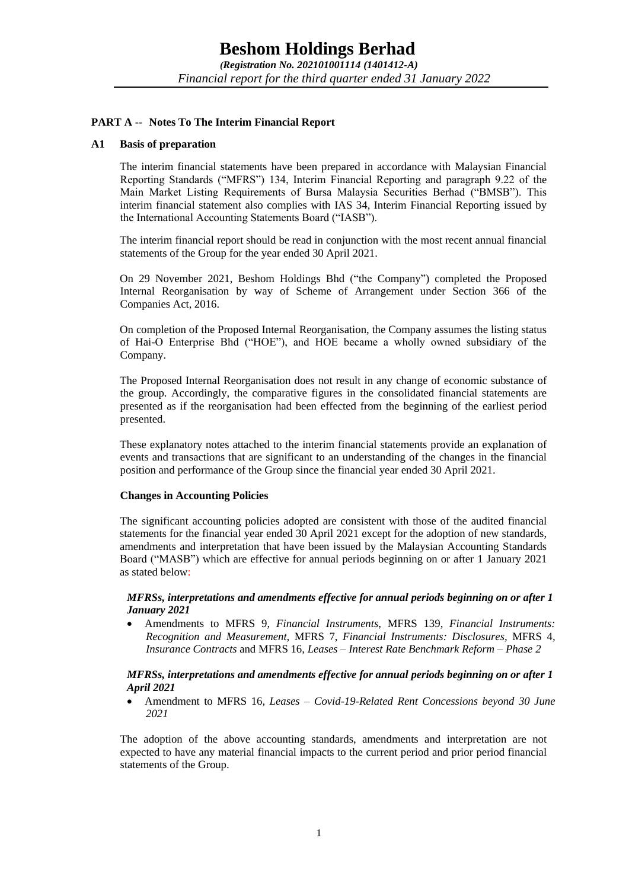**PART A -- Notes To The Interim Financial Report**

**A1 Basis of preparation**

The interim financial statements have been prepared in accordance with Malaysian Financial Reporting Standards ("MFRS") 134, Interim Financial Reporting and paragraph 9.22 of the Main Market Listing Requirements of Bursa Malaysia Securities Berhad ("BMSB"). This interim financial statement also complies with IAS 34, Interim Financial Reporting issued by the International Accounting Statements Board ("IASB").

The interim financial report should be read in conjunction with the most recent annual financial statements of the Group for the year ended 30 April 2021.

On 29 November 2021, Beshom Holdings Bhd ("the Company") completed the Proposed Internal Reorganisation by way of Scheme of Arrangement under Section 366 of the Companies Act, 2016.

On completion of the Proposed Internal Reorganisation, the Company assumes the listing status of Hai-O Enterprise Bhd ("HOE"), and HOE became a wholly owned subsidiary of the Company.

The Proposed Internal Reorganisation does not result in any change of economic substance of the group. Accordingly, the comparative figures in the consolidated financial statements are presented as if the reorganisation had been effected from the beginning of the earliest period presented.

These explanatory notes attached to the interim financial statements provide an explanation of events and transactions that are significant to an understanding of the changes in the financial position and performance of the Group since the financial year ended 30 April 2021.

**Changes in Accounting Policies**

The significant accounting policies adopted are consistent with those of the audited financial statements for the financial year ended 30 April 2021 except for the adoption of new standards, amendments and interpretation that have been issued by the Malaysian Accounting Standards Board ("MASB") which are effective for annual periods beginning on or after 1 January 2021 as stated below:

***MFRSs, interpretations and amendments effective for annual periods beginning on or after 1 January 2021***

- Amendments to MFRS 9, *Financial Instruments*, MFRS 139, *Financial Instruments: Recognition and Measurement,* MFRS 7, *Financial Instruments: Disclosures,* MFRS 4, *Insurance Contracts* and MFRS 16, *Leases – Interest Rate Benchmark Reform – Phase 2*

***MFRSs, interpretations and amendments effective for annual periods beginning on or after 1 April 2021***

- Amendment to MFRS 16, *Leases – Covid-19-Related Rent Concessions beyond 30 June 2021*

The adoption of the above accounting standards, amendments and interpretation are not expected to have any material financial impacts to the current period and prior period financial statements of the Group.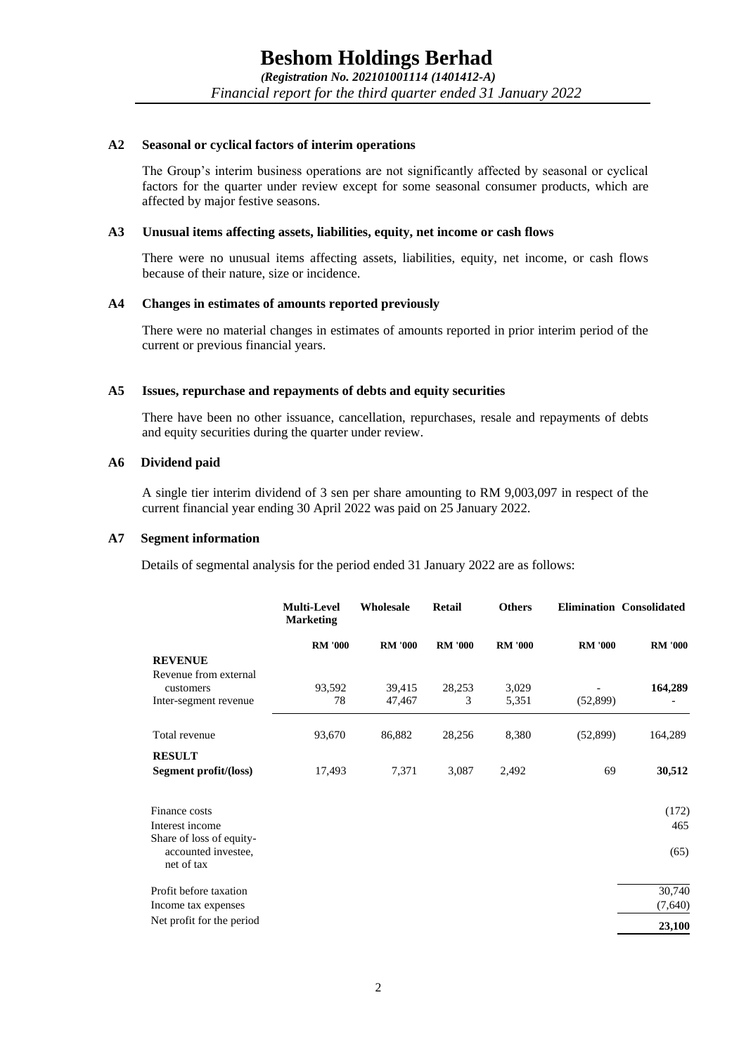### A2 Seasonal or cyclical factors of interim operations

The Group's interim business operations are not significantly affected by seasonal or cyclical factors for the quarter under review except for some seasonal consumer products, which are affected by major festive seasons.

### A3 Unusual items affecting assets, liabilities, equity, net income or cash flows

There were no unusual items affecting assets, liabilities, equity, net income, or cash flows because of their nature, size or incidence.

### A4 Changes in estimates of amounts reported previously

There were no material changes in estimates of amounts reported in prior interim period of the current or previous financial years.

### A5 Issues, repurchase and repayments of debts and equity securities

There have been no other issuance, cancellation, repurchases, resale and repayments of debts and equity securities during the quarter under review.

### A6 Dividend paid

A single tier interim dividend of 3 sen per share amounting to RM 9,003,097 in respect of the current financial year ending 30 April 2022 was paid on 25 January 2022.

### A7 Segment information

Details of segmental analysis for the period ended 31 January 2022 are as follows:

| | Multi-Level Marketing | Wholesale | Retail | Others | Elimination | Consolidated |
|---|---|---|---|---|---|---|
| | RM '000 | RM '000 | RM '000 | RM '000 | RM '000 | RM '000 |
| **REVENUE** | | | | | | |
| Revenue from external customers | 93,592 | 39,415 | 28,253 | 3,029 | - | **164,289** |
| Inter-segment revenue | 78 | 47,467 | 3 | 5,351 | (52,899) | - |
| Total revenue | 93,670 | 86,882 | 28,256 | 8,380 | (52,899) | 164,289 |
| **RESULT** | | | | | | |
| **Segment profit/(loss)** | 17,493 | 7,371 | 3,087 | 2,492 | 69 | **30,512** |
| Finance costs | | | | | | (172) |
| Interest income | | | | | | 465 |
| Share of loss of equity-accounted investee, net of tax | | | | | | (65) |
| Profit before taxation | | | | | | 30,740 |
| Income tax expenses | | | | | | (7,640) |
| Net profit for the period | | | | | | **23,100** |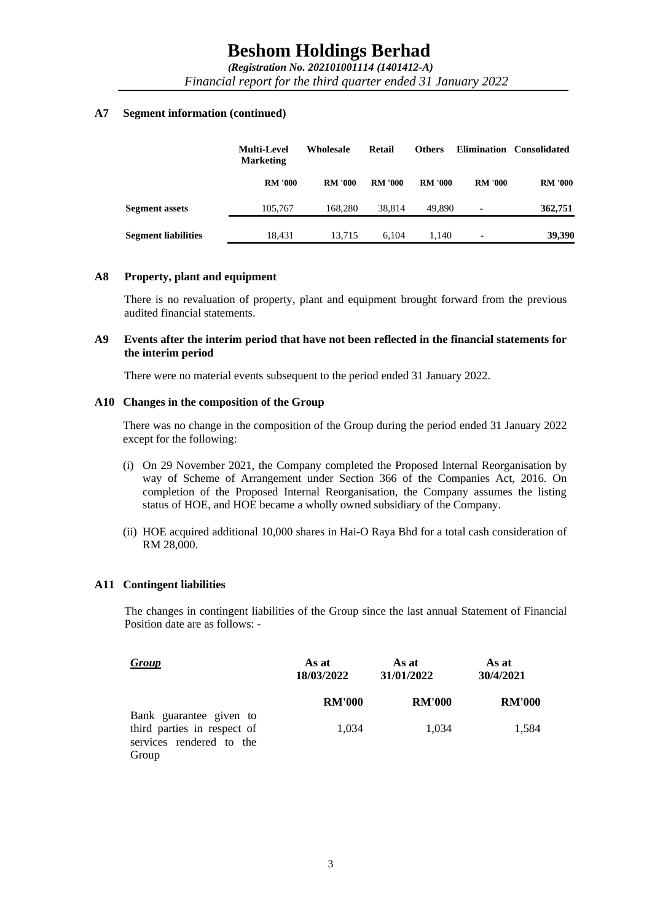### A7 Segment information (continued)

| | Multi-Level Marketing | Wholesale | Retail | Others | Elimination | Consolidated |
|---|---|---|---|---|---|---|
| | RM '000 | RM '000 | RM '000 | RM '000 | RM '000 | RM '000 |
| **Segment assets** | 105,767 | 168,280 | 38,814 | 49,890 | - | **362,751** |
| **Segment liabilities** | 18,431 | 13,715 | 6,104 | 1,140 | - | **39,390** |

### A8 Property, plant and equipment

There is no revaluation of property, plant and equipment brought forward from the previous audited financial statements.

### A9 Events after the interim period that have not been reflected in the financial statements for the interim period

There were no material events subsequent to the period ended 31 January 2022.

### A10 Changes in the composition of the Group

There was no change in the composition of the Group during the period ended 31 January 2022 except for the following:

(i) On 29 November 2021, the Company completed the Proposed Internal Reorganisation by way of Scheme of Arrangement under Section 366 of the Companies Act, 2016. On completion of the Proposed Internal Reorganisation, the Company assumes the listing status of HOE, and HOE became a wholly owned subsidiary of the Company.

(ii) HOE acquired additional 10,000 shares in Hai-O Raya Bhd for a total cash consideration of RM 28,000.

### A11 Contingent liabilities

The changes in contingent liabilities of the Group since the last annual Statement of Financial Position date are as follows: -

| ***Group*** | As at 18/03/2022 | As at 31/01/2022 | As at 30/4/2021 |
|---|---|---|---|
| | **RM'000** | **RM'000** | **RM'000** |
| Bank guarantee given to third parties in respect of services rendered to the Group | 1,034 | 1,034 | 1,584 |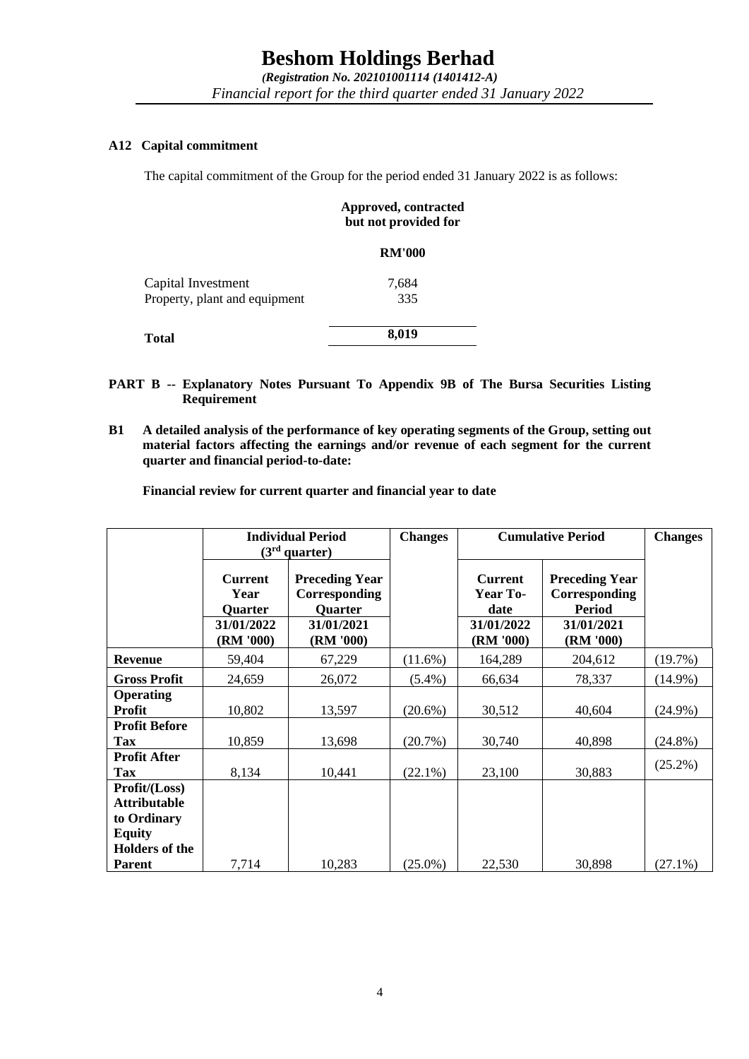### A12 Capital commitment

The capital commitment of the Group for the period ended 31 January 2022 is as follows:

| | Approved, contracted but not provided for |
|---|---|
| | RM'000 |
| Capital Investment | 7,684 |
| Property, plant and equipment | 335 |
| **Total** | **8,019** |

## PART B -- Explanatory Notes Pursuant To Appendix 9B of The Bursa Securities Listing Requirement

**B1 A detailed analysis of the performance of key operating segments of the Group, setting out material factors affecting the earnings and/or revenue of each segment for the current quarter and financial period-to-date:**

**Financial review for current quarter and financial year to date**

| | Individual Period (3rd quarter) | | Changes | Cumulative Period | | Changes |
|---|---|---|---|---|---|---|
| | **Current Year Quarter 31/01/2022 (RM '000)** | **Preceding Year Corresponding Quarter 31/01/2021 (RM '000)** | | **Current Year To-date 31/01/2022 (RM '000)** | **Preceding Year Corresponding Period 31/01/2021 (RM '000)** | |
| **Revenue** | 59,404 | 67,229 | (11.6%) | 164,289 | 204,612 | (19.7%) |
| **Gross Profit** | 24,659 | 26,072 | (5.4%) | 66,634 | 78,337 | (14.9%) |
| **Operating Profit** | 10,802 | 13,597 | (20.6%) | 30,512 | 40,604 | (24.9%) |
| **Profit Before Tax** | 10,859 | 13,698 | (20.7%) | 30,740 | 40,898 | (24.8%) |
| **Profit After Tax** | 8,134 | 10,441 | (22.1%) | 23,100 | 30,883 | (25.2%) |
| **Profit/(Loss) Attributable to Ordinary Equity Holders of the Parent** | 7,714 | 10,283 | (25.0%) | 22,530 | 30,898 | (27.1%) |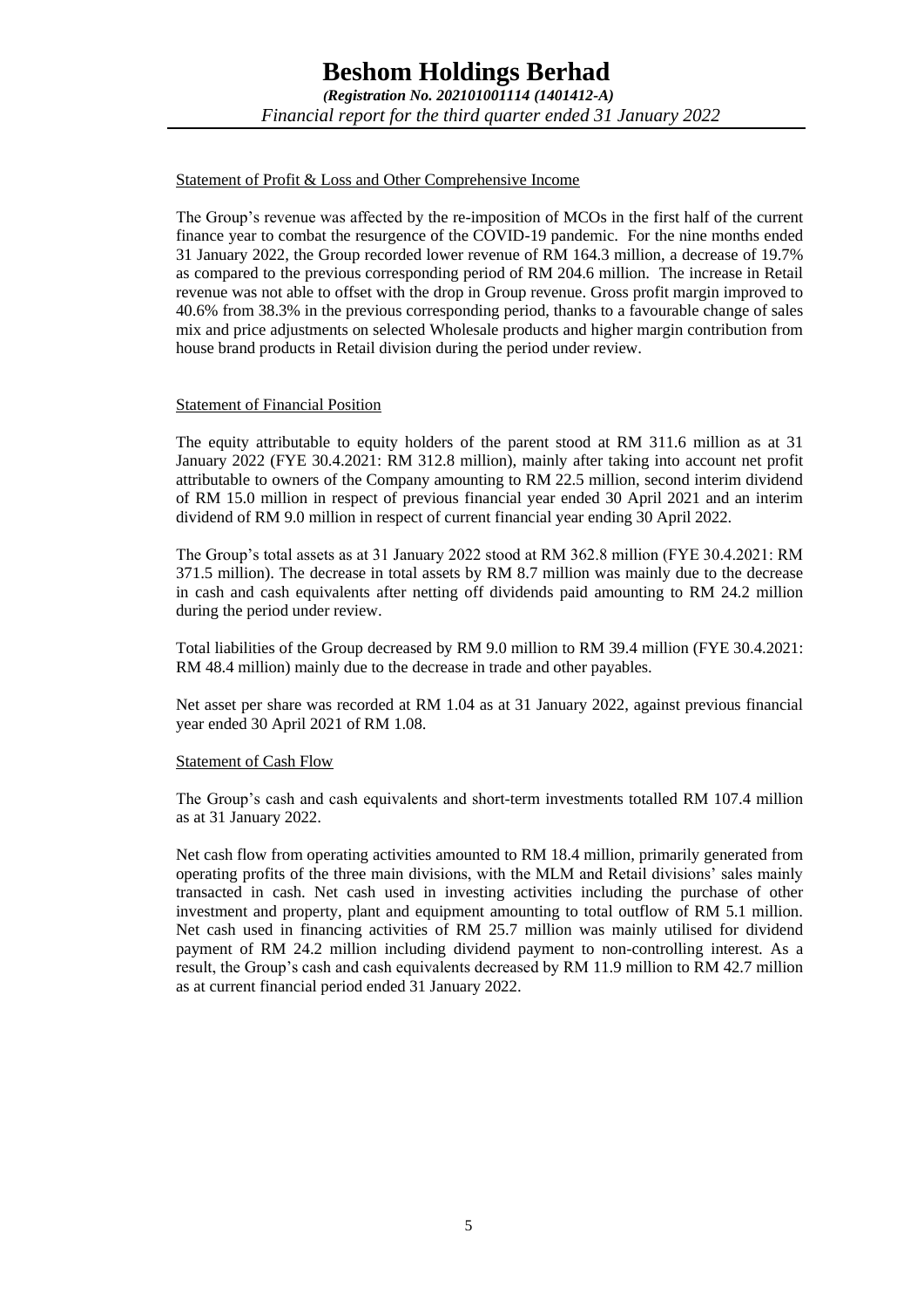Statement of Profit & Loss and Other Comprehensive Income

The Group's revenue was affected by the re-imposition of MCOs in the first half of the current finance year to combat the resurgence of the COVID-19 pandemic. For the nine months ended 31 January 2022, the Group recorded lower revenue of RM 164.3 million, a decrease of 19.7% as compared to the previous corresponding period of RM 204.6 million. The increase in Retail revenue was not able to offset with the drop in Group revenue. Gross profit margin improved to 40.6% from 38.3% in the previous corresponding period, thanks to a favourable change of sales mix and price adjustments on selected Wholesale products and higher margin contribution from house brand products in Retail division during the period under review.

Statement of Financial Position

The equity attributable to equity holders of the parent stood at RM 311.6 million as at 31 January 2022 (FYE 30.4.2021: RM 312.8 million), mainly after taking into account net profit attributable to owners of the Company amounting to RM 22.5 million, second interim dividend of RM 15.0 million in respect of previous financial year ended 30 April 2021 and an interim dividend of RM 9.0 million in respect of current financial year ending 30 April 2022.

The Group's total assets as at 31 January 2022 stood at RM 362.8 million (FYE 30.4.2021: RM 371.5 million). The decrease in total assets by RM 8.7 million was mainly due to the decrease in cash and cash equivalents after netting off dividends paid amounting to RM 24.2 million during the period under review.

Total liabilities of the Group decreased by RM 9.0 million to RM 39.4 million (FYE 30.4.2021: RM 48.4 million) mainly due to the decrease in trade and other payables.

Net asset per share was recorded at RM 1.04 as at 31 January 2022, against previous financial year ended 30 April 2021 of RM 1.08.

Statement of Cash Flow

The Group's cash and cash equivalents and short-term investments totalled RM 107.4 million as at 31 January 2022.

Net cash flow from operating activities amounted to RM 18.4 million, primarily generated from operating profits of the three main divisions, with the MLM and Retail divisions' sales mainly transacted in cash. Net cash used in investing activities including the purchase of other investment and property, plant and equipment amounting to total outflow of RM 5.1 million. Net cash used in financing activities of RM 25.7 million was mainly utilised for dividend payment of RM 24.2 million including dividend payment to non-controlling interest. As a result, the Group's cash and cash equivalents decreased by RM 11.9 million to RM 42.7 million as at current financial period ended 31 January 2022.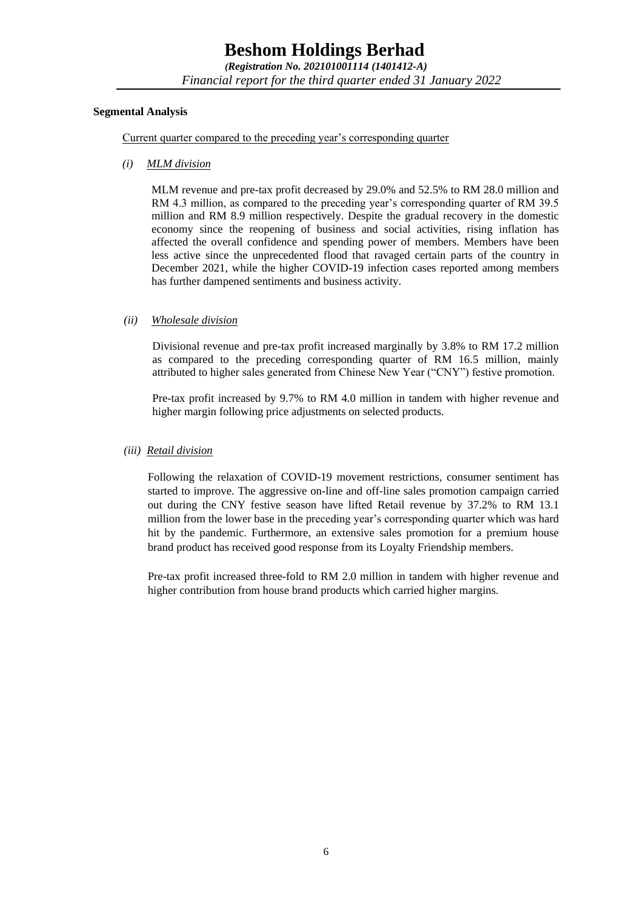**Segmental Analysis**

Current quarter compared to the preceding year's corresponding quarter

*(i) MLM division*

MLM revenue and pre-tax profit decreased by 29.0% and 52.5% to RM 28.0 million and RM 4.3 million, as compared to the preceding year's corresponding quarter of RM 39.5 million and RM 8.9 million respectively. Despite the gradual recovery in the domestic economy since the reopening of business and social activities, rising inflation has affected the overall confidence and spending power of members. Members have been less active since the unprecedented flood that ravaged certain parts of the country in December 2021, while the higher COVID-19 infection cases reported among members has further dampened sentiments and business activity.

*(ii) Wholesale division*

Divisional revenue and pre-tax profit increased marginally by 3.8% to RM 17.2 million as compared to the preceding corresponding quarter of RM 16.5 million, mainly attributed to higher sales generated from Chinese New Year ("CNY") festive promotion.

Pre-tax profit increased by 9.7% to RM 4.0 million in tandem with higher revenue and higher margin following price adjustments on selected products.

*(iii) Retail division*

Following the relaxation of COVID-19 movement restrictions, consumer sentiment has started to improve. The aggressive on-line and off-line sales promotion campaign carried out during the CNY festive season have lifted Retail revenue by 37.2% to RM 13.1 million from the lower base in the preceding year's corresponding quarter which was hard hit by the pandemic. Furthermore, an extensive sales promotion for a premium house brand product has received good response from its Loyalty Friendship members.

Pre-tax profit increased three-fold to RM 2.0 million in tandem with higher revenue and higher contribution from house brand products which carried higher margins.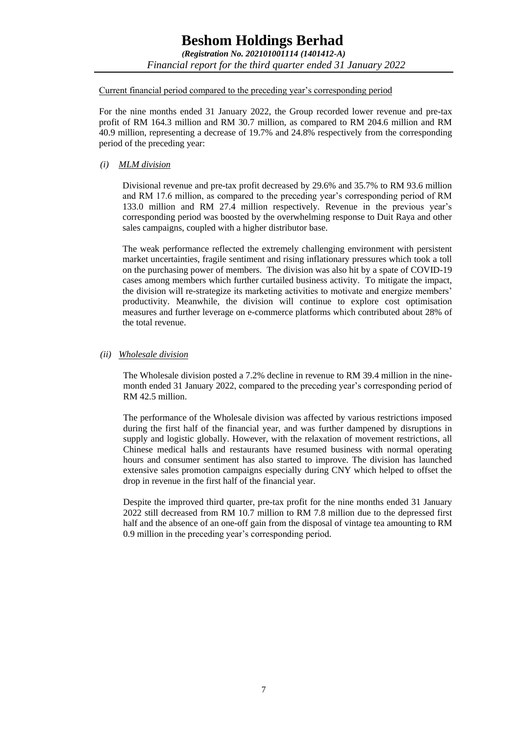Current financial period compared to the preceding year's corresponding period

For the nine months ended 31 January 2022, the Group recorded lower revenue and pre-tax profit of RM 164.3 million and RM 30.7 million, as compared to RM 204.6 million and RM 40.9 million, representing a decrease of 19.7% and 24.8% respectively from the corresponding period of the preceding year:

*(i)* *MLM division*

Divisional revenue and pre-tax profit decreased by 29.6% and 35.7% to RM 93.6 million and RM 17.6 million, as compared to the preceding year's corresponding period of RM 133.0 million and RM 27.4 million respectively. Revenue in the previous year's corresponding period was boosted by the overwhelming response to Duit Raya and other sales campaigns, coupled with a higher distributor base.

The weak performance reflected the extremely challenging environment with persistent market uncertainties, fragile sentiment and rising inflationary pressures which took a toll on the purchasing power of members. The division was also hit by a spate of COVID-19 cases among members which further curtailed business activity. To mitigate the impact, the division will re-strategize its marketing activities to motivate and energize members' productivity. Meanwhile, the division will continue to explore cost optimisation measures and further leverage on e-commerce platforms which contributed about 28% of the total revenue.

*(ii)* *Wholesale division*

The Wholesale division posted a 7.2% decline in revenue to RM 39.4 million in the nine-month ended 31 January 2022, compared to the preceding year's corresponding period of RM 42.5 million.

The performance of the Wholesale division was affected by various restrictions imposed during the first half of the financial year, and was further dampened by disruptions in supply and logistic globally. However, with the relaxation of movement restrictions, all Chinese medical halls and restaurants have resumed business with normal operating hours and consumer sentiment has also started to improve. The division has launched extensive sales promotion campaigns especially during CNY which helped to offset the drop in revenue in the first half of the financial year.

Despite the improved third quarter, pre-tax profit for the nine months ended 31 January 2022 still decreased from RM 10.7 million to RM 7.8 million due to the depressed first half and the absence of an one-off gain from the disposal of vintage tea amounting to RM 0.9 million in the preceding year's corresponding period.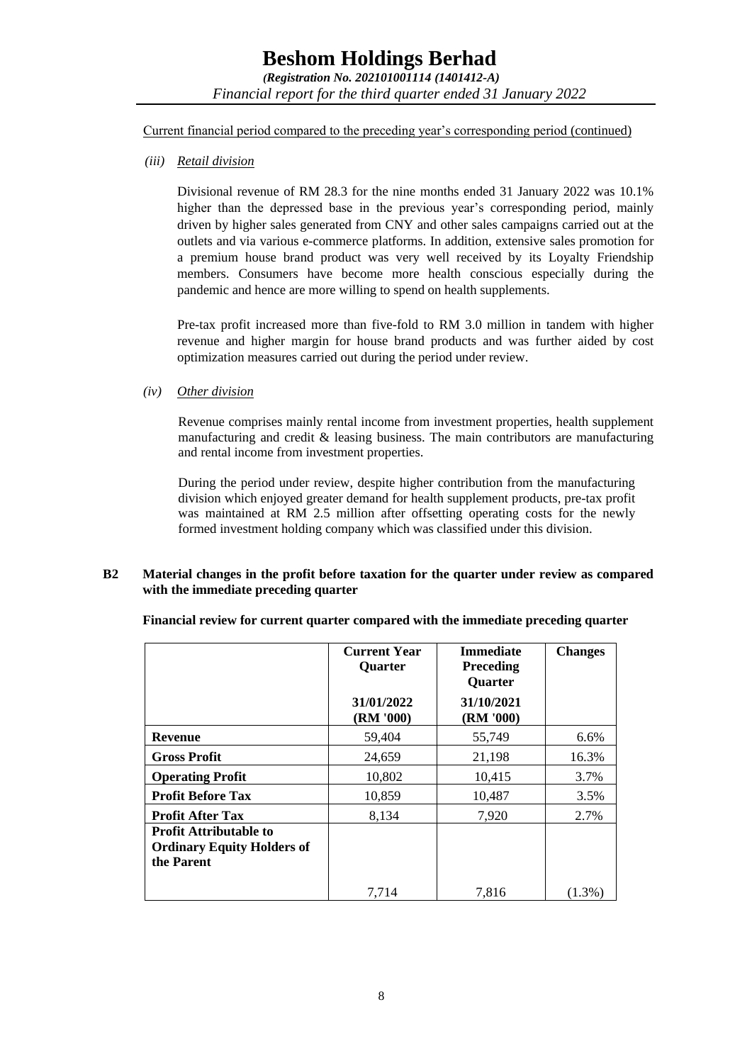Current financial period compared to the preceding year's corresponding period (continued)

*(iii)* *Retail division*

Divisional revenue of RM 28.3 for the nine months ended 31 January 2022 was 10.1% higher than the depressed base in the previous year's corresponding period, mainly driven by higher sales generated from CNY and other sales campaigns carried out at the outlets and via various e-commerce platforms. In addition, extensive sales promotion for a premium house brand product was very well received by its Loyalty Friendship members. Consumers have become more health conscious especially during the pandemic and hence are more willing to spend on health supplements.

Pre-tax profit increased more than five-fold to RM 3.0 million in tandem with higher revenue and higher margin for house brand products and was further aided by cost optimization measures carried out during the period under review.

*(iv)* *Other division*

Revenue comprises mainly rental income from investment properties, health supplement manufacturing and credit & leasing business. The main contributors are manufacturing and rental income from investment properties.

During the period under review, despite higher contribution from the manufacturing division which enjoyed greater demand for health supplement products, pre-tax profit was maintained at RM 2.5 million after offsetting operating costs for the newly formed investment holding company which was classified under this division.

**B2 Material changes in the profit before taxation for the quarter under review as compared with the immediate preceding quarter**

**Financial review for current quarter compared with the immediate preceding quarter**

| | **Current Year Quarter** | **Immediate Preceding Quarter** | **Changes** |
|---|---|---|---|
| | **31/01/2022 (RM '000)** | **31/10/2021 (RM '000)** | |
| **Revenue** | 59,404 | 55,749 | 6.6% |
| **Gross Profit** | 24,659 | 21,198 | 16.3% |
| **Operating Profit** | 10,802 | 10,415 | 3.7% |
| **Profit Before Tax** | 10,859 | 10,487 | 3.5% |
| **Profit After Tax** | 8,134 | 7,920 | 2.7% |
| **Profit Attributable to Ordinary Equity Holders of the Parent** | 7,714 | 7,816 | (1.3%) |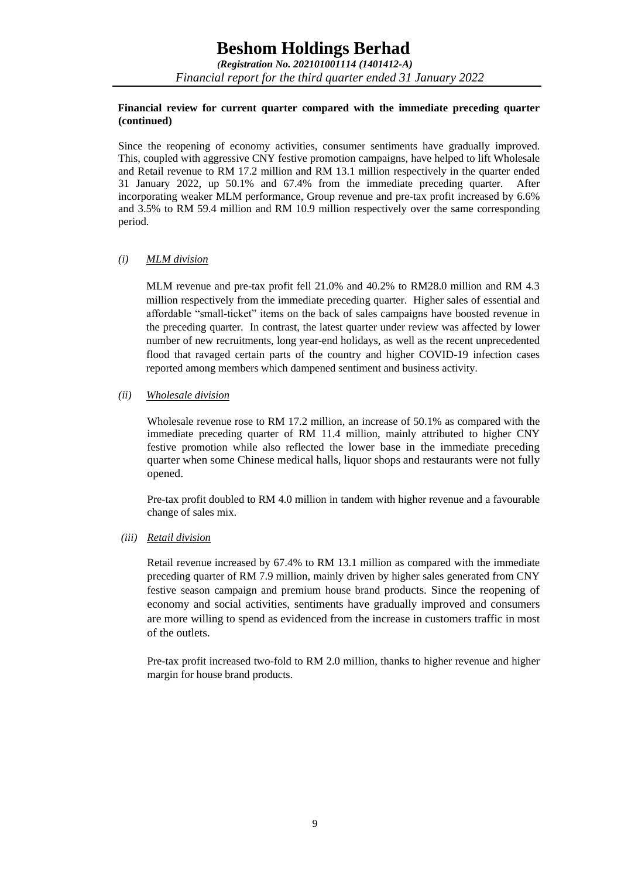**Financial review for current quarter compared with the immediate preceding quarter (continued)**

Since the reopening of economy activities, consumer sentiments have gradually improved. This, coupled with aggressive CNY festive promotion campaigns, have helped to lift Wholesale and Retail revenue to RM 17.2 million and RM 13.1 million respectively in the quarter ended 31 January 2022, up 50.1% and 67.4% from the immediate preceding quarter. After incorporating weaker MLM performance, Group revenue and pre-tax profit increased by 6.6% and 3.5% to RM 59.4 million and RM 10.9 million respectively over the same corresponding period.

*(i)* *MLM division*

MLM revenue and pre-tax profit fell 21.0% and 40.2% to RM28.0 million and RM 4.3 million respectively from the immediate preceding quarter. Higher sales of essential and affordable "small-ticket" items on the back of sales campaigns have boosted revenue in the preceding quarter. In contrast, the latest quarter under review was affected by lower number of new recruitments, long year-end holidays, as well as the recent unprecedented flood that ravaged certain parts of the country and higher COVID-19 infection cases reported among members which dampened sentiment and business activity.

*(ii)* *Wholesale division*

Wholesale revenue rose to RM 17.2 million, an increase of 50.1% as compared with the immediate preceding quarter of RM 11.4 million, mainly attributed to higher CNY festive promotion while also reflected the lower base in the immediate preceding quarter when some Chinese medical halls, liquor shops and restaurants were not fully opened.

Pre-tax profit doubled to RM 4.0 million in tandem with higher revenue and a favourable change of sales mix.

*(iii)* *Retail division*

Retail revenue increased by 67.4% to RM 13.1 million as compared with the immediate preceding quarter of RM 7.9 million, mainly driven by higher sales generated from CNY festive season campaign and premium house brand products. Since the reopening of economy and social activities, sentiments have gradually improved and consumers are more willing to spend as evidenced from the increase in customers traffic in most of the outlets.

Pre-tax profit increased two-fold to RM 2.0 million, thanks to higher revenue and higher margin for house brand products.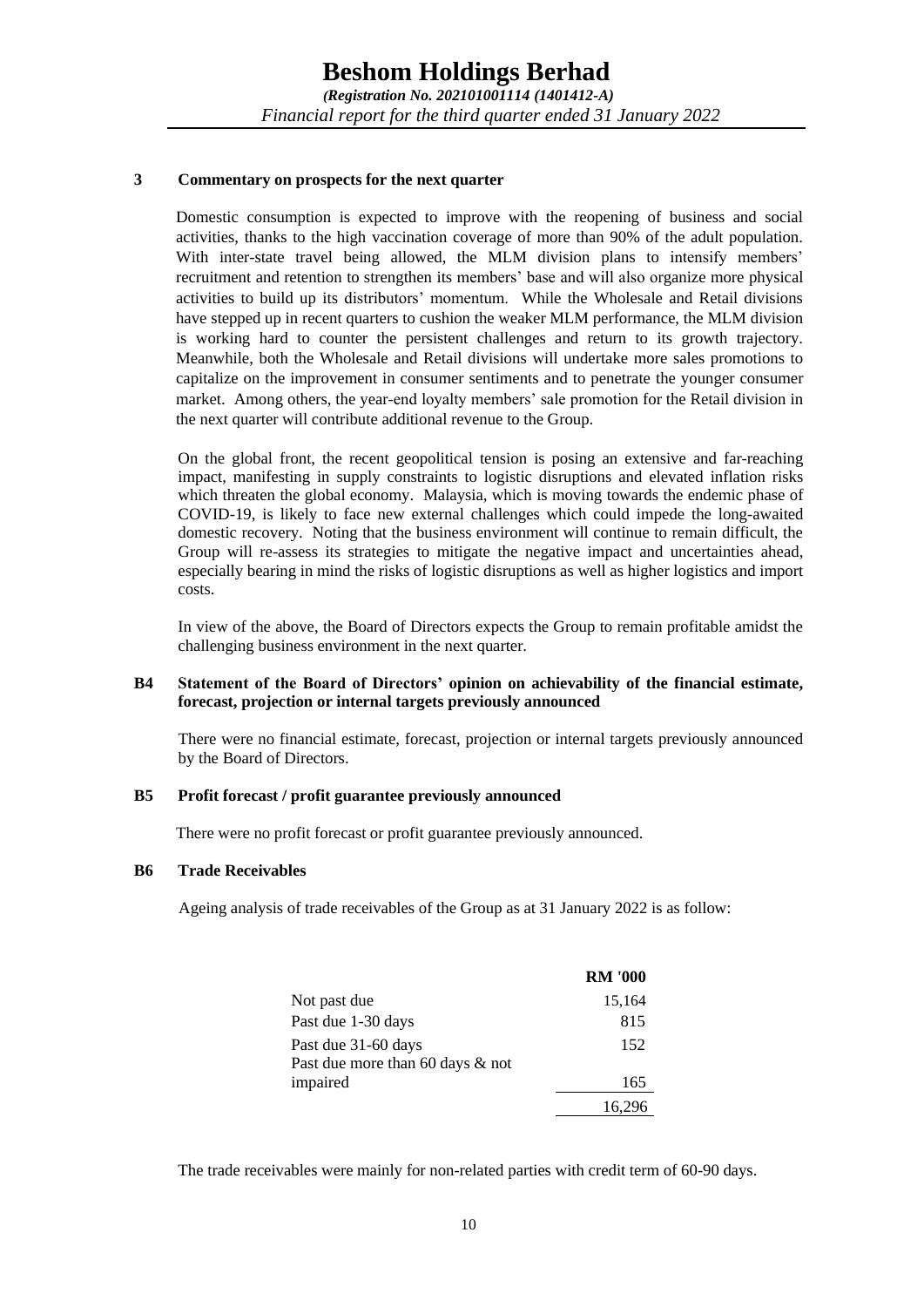### 3 Commentary on prospects for the next quarter

Domestic consumption is expected to improve with the reopening of business and social activities, thanks to the high vaccination coverage of more than 90% of the adult population. With inter-state travel being allowed, the MLM division plans to intensify members' recruitment and retention to strengthen its members' base and will also organize more physical activities to build up its distributors' momentum. While the Wholesale and Retail divisions have stepped up in recent quarters to cushion the weaker MLM performance, the MLM division is working hard to counter the persistent challenges and return to its growth trajectory. Meanwhile, both the Wholesale and Retail divisions will undertake more sales promotions to capitalize on the improvement in consumer sentiments and to penetrate the younger consumer market. Among others, the year-end loyalty members' sale promotion for the Retail division in the next quarter will contribute additional revenue to the Group.

On the global front, the recent geopolitical tension is posing an extensive and far-reaching impact, manifesting in supply constraints to logistic disruptions and elevated inflation risks which threaten the global economy. Malaysia, which is moving towards the endemic phase of COVID-19, is likely to face new external challenges which could impede the long-awaited domestic recovery. Noting that the business environment will continue to remain difficult, the Group will re-assess its strategies to mitigate the negative impact and uncertainties ahead, especially bearing in mind the risks of logistic disruptions as well as higher logistics and import costs.

In view of the above, the Board of Directors expects the Group to remain profitable amidst the challenging business environment in the next quarter.

### B4 Statement of the Board of Directors' opinion on achievability of the financial estimate, forecast, projection or internal targets previously announced

There were no financial estimate, forecast, projection or internal targets previously announced by the Board of Directors.

### B5 Profit forecast / profit guarantee previously announced

There were no profit forecast or profit guarantee previously announced.

### B6 Trade Receivables

Ageing analysis of trade receivables of the Group as at 31 January 2022 is as follow:

| | RM '000 |
|---|---|
| Not past due | 15,164 |
| Past due 1-30 days | 815 |
| Past due 31-60 days | 152 |
| Past due more than 60 days & not impaired | 165 |
| | 16,296 |

The trade receivables were mainly for non-related parties with credit term of 60-90 days.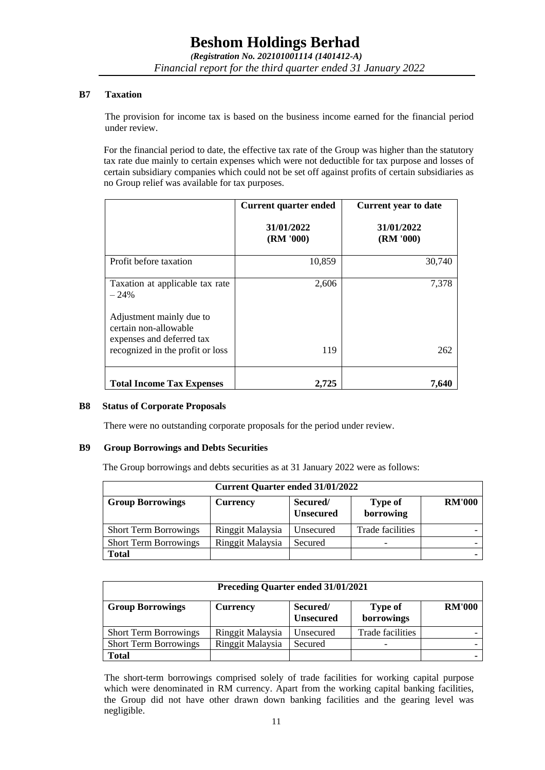### B7 Taxation

The provision for income tax is based on the business income earned for the financial period under review.

For the financial period to date, the effective tax rate of the Group was higher than the statutory tax rate due mainly to certain expenses which were not deductible for tax purpose and losses of certain subsidiary companies which could not be set off against profits of certain subsidiaries as no Group relief was available for tax purposes.

| | Current quarter ended | Current year to date |
|---|---|---|
| | 31/01/2022 (RM '000) | 31/01/2022 (RM '000) |
| Profit before taxation | 10,859 | 30,740 |
| Taxation at applicable tax rate – 24% | 2,606 | 7,378 |
| Adjustment mainly due to certain non-allowable expenses and deferred tax recognized in the profit or loss | 119 | 262 |
| **Total Income Tax Expenses** | **2,725** | **7,640** |

### B8 Status of Corporate Proposals

There were no outstanding corporate proposals for the period under review.

### B9 Group Borrowings and Debts Securities

The Group borrowings and debts securities as at 31 January 2022 were as follows:

| Current Quarter ended 31/01/2022 | | | | |
|---|---|---|---|---|
| **Group Borrowings** | **Currency** | **Secured/ Unsecured** | **Type of borrowing** | **RM'000** |
| Short Term Borrowings | Ringgit Malaysia | Unsecured | Trade facilities | - |
| Short Term Borrowings | Ringgit Malaysia | Secured | - | - |
| **Total** | | | | **-** |

| Preceding Quarter ended 31/01/2021 | | | | |
|---|---|---|---|---|
| **Group Borrowings** | **Currency** | **Secured/ Unsecured** | **Type of borrowings** | **RM'000** |
| Short Term Borrowings | Ringgit Malaysia | Unsecured | Trade facilities | - |
| Short Term Borrowings | Ringgit Malaysia | Secured | - | - |
| **Total** | | | | **-** |

The short-term borrowings comprised solely of trade facilities for working capital purpose which were denominated in RM currency. Apart from the working capital banking facilities, the Group did not have other drawn down banking facilities and the gearing level was negligible.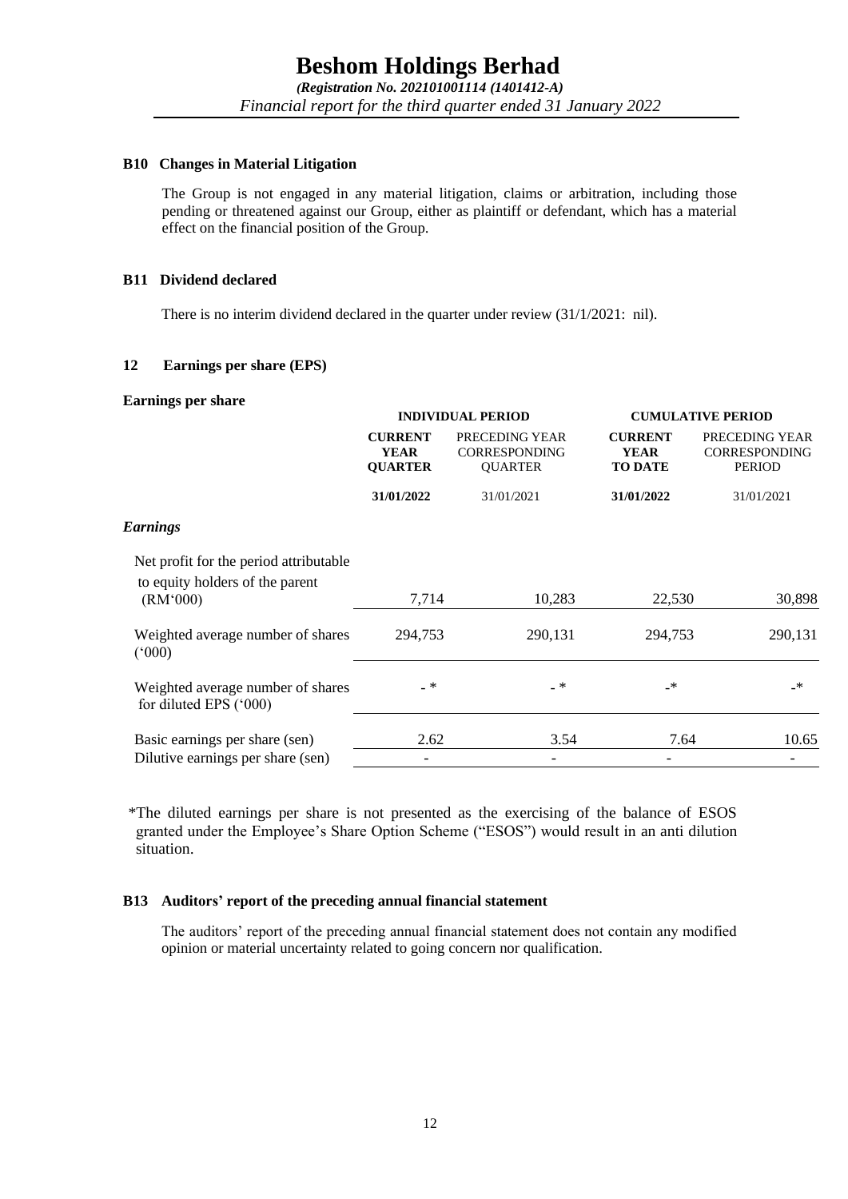### B10 Changes in Material Litigation

The Group is not engaged in any material litigation, claims or arbitration, including those pending or threatened against our Group, either as plaintiff or defendant, which has a material effect on the financial position of the Group.

### B11 Dividend declared

There is no interim dividend declared in the quarter under review (31/1/2021: nil).

### 12 Earnings per share (EPS)

**Earnings per share**

| | INDIVIDUAL PERIOD | | CUMULATIVE PERIOD | |
|---|---|---|---|---|
| | **CURRENT YEAR QUARTER** | PRECEDING YEAR CORRESPONDING QUARTER | **CURRENT YEAR TO DATE** | PRECEDING YEAR CORRESPONDING PERIOD |
| | **31/01/2022** | 31/01/2021 | **31/01/2022** | 31/01/2021 |
| ***Earnings*** | | | | |
| Net profit for the period attributable to equity holders of the parent (RM'000) | 7,714 | 10,283 | 22,530 | 30,898 |
| Weighted average number of shares ('000) | 294,753 | 290,131 | 294,753 | 290,131 |
| Weighted average number of shares for diluted EPS ('000) | - * | - * | -* | -* |
| Basic earnings per share (sen) | 2.62 | 3.54 | 7.64 | 10.65 |
| Dilutive earnings per share (sen) | - | - | - | - |

*The diluted earnings per share is not presented as the exercising of the balance of ESOS granted under the Employee's Share Option Scheme ("ESOS") would result in an anti dilution situation.

### B13 Auditors' report of the preceding annual financial statement

The auditors' report of the preceding annual financial statement does not contain any modified opinion or material uncertainty related to going concern nor qualification.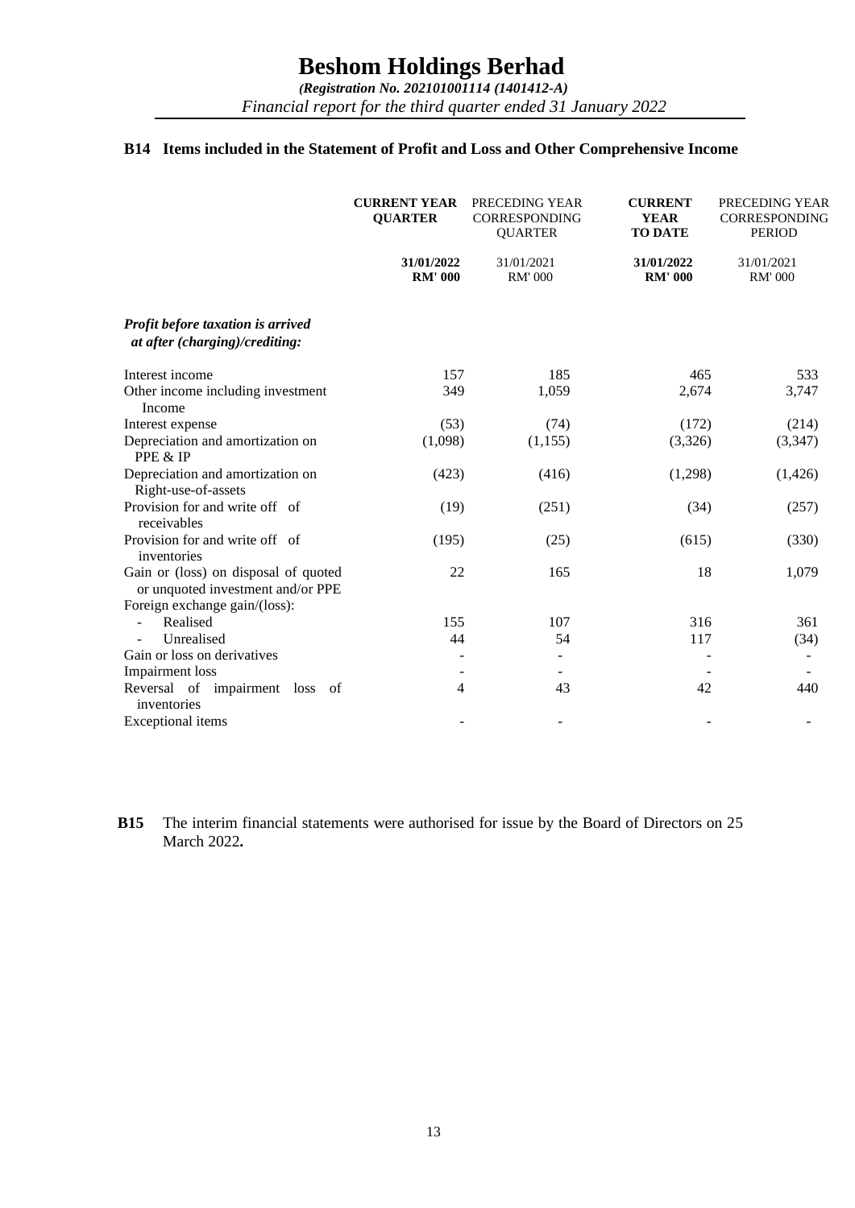# Beshom Holdings Berhad

***(Registration No. 202101001114 (1401412-A)***

*Financial report for the third quarter ended 31 January 2022*

## B14 Items included in the Statement of Profit and Loss and Other Comprehensive Income

| | **CURRENT YEAR QUARTER** | PRECEDING YEAR CORRESPONDING QUARTER | **CURRENT YEAR TO DATE** | PRECEDING YEAR CORRESPONDING PERIOD |
|---|---|---|---|---|
| | **31/01/2022 RM' 000** | 31/01/2021 RM' 000 | **31/01/2022 RM' 000** | 31/01/2021 RM' 000 |
| ***Profit before taxation is arrived at after (charging)/crediting:*** | | | | |
| Interest income | 157 | 185 | 465 | 533 |
| Other income including investment Income | 349 | 1,059 | 2,674 | 3,747 |
| Interest expense | (53) | (74) | (172) | (214) |
| Depreciation and amortization on PPE & IP | (1,098) | (1,155) | (3,326) | (3,347) |
| Depreciation and amortization on Right-use-of-assets | (423) | (416) | (1,298) | (1,426) |
| Provision for and write off of receivables | (19) | (251) | (34) | (257) |
| Provision for and write off of inventories | (195) | (25) | (615) | (330) |
| Gain or (loss) on disposal of quoted or unquoted investment and/or PPE | 22 | 165 | 18 | 1,079 |
| Foreign exchange gain/(loss): | | | | |
| - Realised | 155 | 107 | 316 | 361 |
| - Unrealised | 44 | 54 | 117 | (34) |
| Gain or loss on derivatives | - | - | - | - |
| Impairment loss | - | - | - | - |
| Reversal of impairment loss of inventories | 4 | 43 | 42 | 440 |
| Exceptional items | - | - | - | - |

**B15** The interim financial statements were authorised for issue by the Board of Directors on 25 March 2022**.**